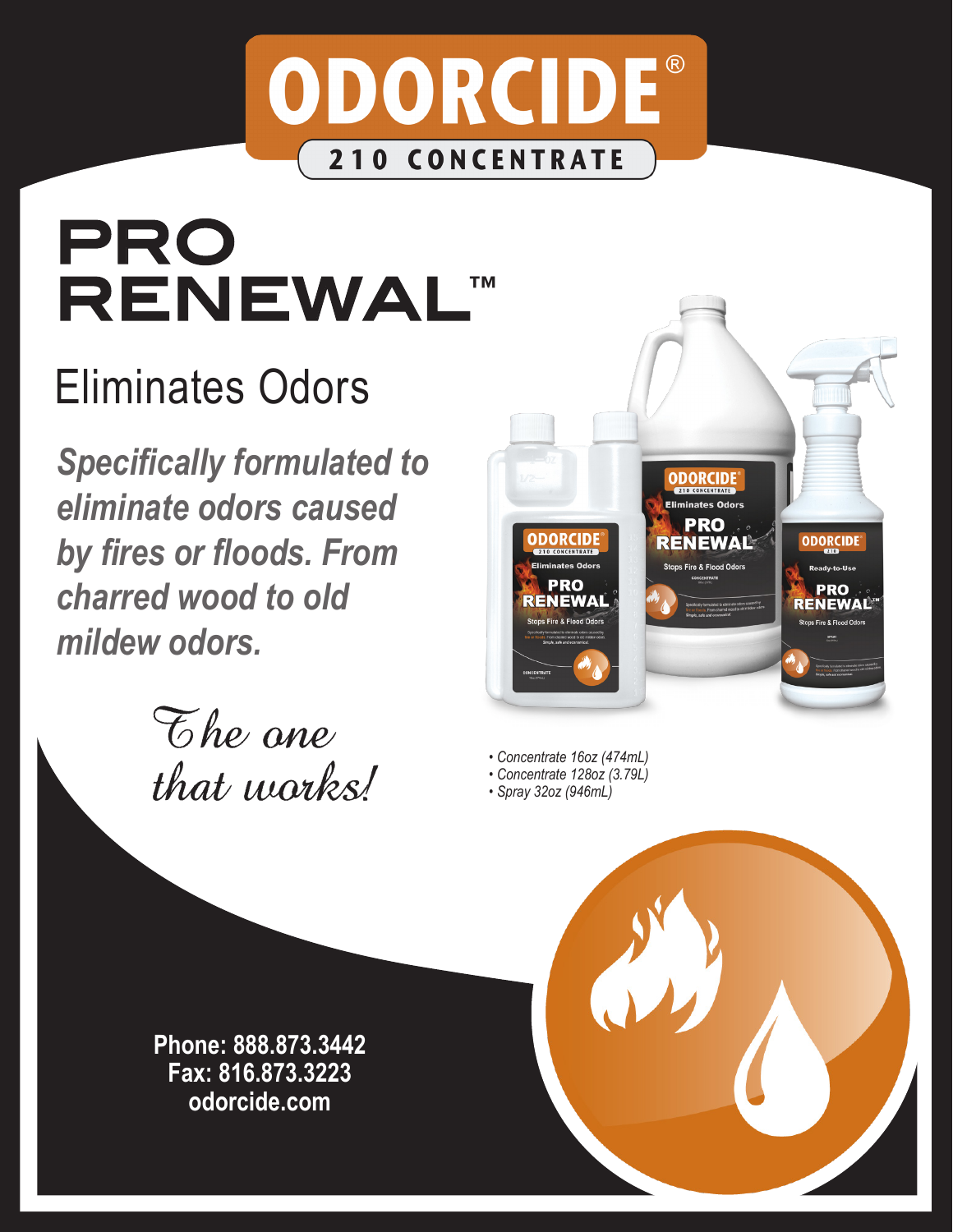# ODORCIDE®

**210 CONCENTRATE**

# PRO RENEWAL™

## Eliminates Odors

***Specifically formulated to eliminate odors caused by fires or floods. From charred wood to old mildew odors.***

*The one that works!*

- *Concentrate 16oz (474mL)*
- *Concentrate 128oz (3.79L)*
- *Spray 32oz (946mL)*

**Phone: 888.873.3442**
**Fax: 816.873.3223**
**odorcide.com**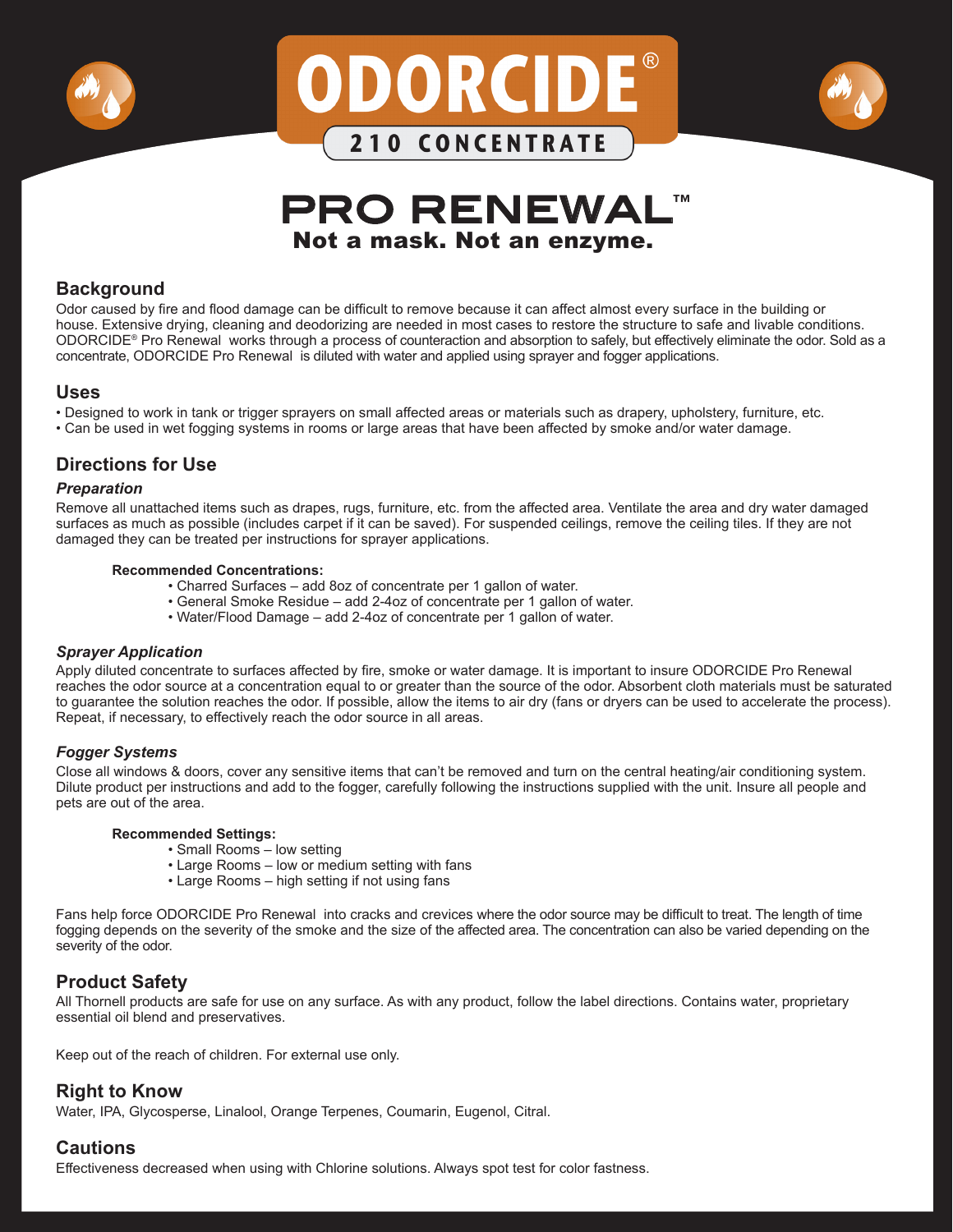# ODORCIDE®

**210 CONCENTRATE**

# PRO RENEWAL™

**Not a mask. Not an enzyme.**

## Background

Odor caused by fire and flood damage can be difficult to remove because it can affect almost every surface in the building or house. Extensive drying, cleaning and deodorizing are needed in most cases to restore the structure to safe and livable conditions. ODORCIDE® Pro Renewal works through a process of counteraction and absorption to safely, but effectively eliminate the odor. Sold as a concentrate, ODORCIDE Pro Renewal is diluted with water and applied using sprayer and fogger applications.

## Uses

- Designed to work in tank or trigger sprayers on small affected areas or materials such as drapery, upholstery, furniture, etc.
- Can be used in wet fogging systems in rooms or large areas that have been affected by smoke and/or water damage.

## Directions for Use

### *Preparation*

Remove all unattached items such as drapes, rugs, furniture, etc. from the affected area. Ventilate the area and dry water damaged surfaces as much as possible (includes carpet if it can be saved). For suspended ceilings, remove the ceiling tiles. If they are not damaged they can be treated per instructions for sprayer applications.

**Recommended Concentrations:**

- Charred Surfaces – add 8oz of concentrate per 1 gallon of water.
- General Smoke Residue – add 2-4oz of concentrate per 1 gallon of water.
- Water/Flood Damage – add 2-4oz of concentrate per 1 gallon of water.

### *Sprayer Application*

Apply diluted concentrate to surfaces affected by fire, smoke or water damage. It is important to insure ODORCIDE Pro Renewal reaches the odor source at a concentration equal to or greater than the source of the odor. Absorbent cloth materials must be saturated to guarantee the solution reaches the odor. If possible, allow the items to air dry (fans or dryers can be used to accelerate the process). Repeat, if necessary, to effectively reach the odor source in all areas.

### *Fogger Systems*

Close all windows & doors, cover any sensitive items that can't be removed and turn on the central heating/air conditioning system. Dilute product per instructions and add to the fogger, carefully following the instructions supplied with the unit. Insure all people and pets are out of the area.

**Recommended Settings:**

- Small Rooms – low setting
- Large Rooms – low or medium setting with fans
- Large Rooms – high setting if not using fans

Fans help force ODORCIDE Pro Renewal into cracks and crevices where the odor source may be difficult to treat. The length of time fogging depends on the severity of the smoke and the size of the affected area. The concentration can also be varied depending on the severity of the odor.

## Product Safety

All Thornell products are safe for use on any surface. As with any product, follow the label directions. Contains water, proprietary essential oil blend and preservatives.

Keep out of the reach of children. For external use only.

## Right to Know

Water, IPA, Glycosperse, Linalool, Orange Terpenes, Coumarin, Eugenol, Citral.

## Cautions

Effectiveness decreased when using with Chlorine solutions. Always spot test for color fastness.